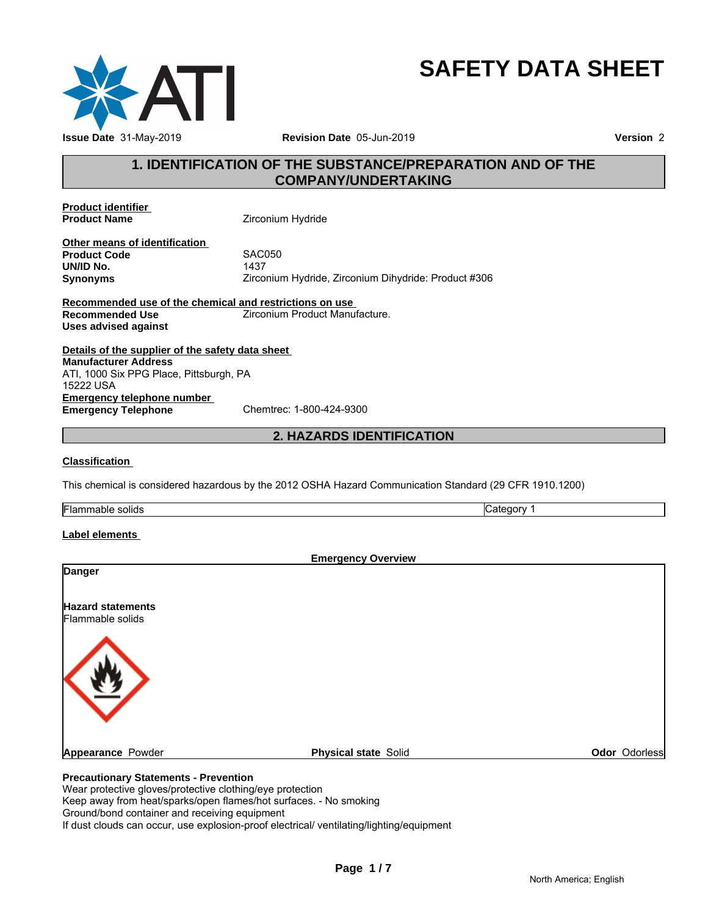# SAFETY DATA SHEET

**Issue Date** 31-May-2019 **Revision Date** 05-Jun-2019 **Version** 2

## 1. IDENTIFICATION OF THE SUBSTANCE/PREPARATION AND OF THE COMPANY/UNDERTAKING

**Product identifier**

**Product Name** Zirconium Hydride

**Other means of identification**

**Product Code** SAC050

**UN/ID No.** 1437

**Synonyms** Zirconium Hydride, Zirconium Dihydride: Product #306

**Recommended use of the chemical and restrictions on use**

**Recommended Use** Zirconium Product Manufacture.

**Uses advised against**

**Details of the supplier of the safety data sheet**

**Manufacturer Address**
ATI, 1000 Six PPG Place, Pittsburgh, PA
15222 USA

**Emergency telephone number**

**Emergency Telephone** Chemtrec: 1-800-424-9300

## 2. HAZARDS IDENTIFICATION

**Classification**

This chemical is considered hazardous by the 2012 OSHA Hazard Communication Standard (29 CFR 1910.1200)

| Flammable solids | Category 1 |
|---|---|

**Label elements**

**Emergency Overview**

**Danger**

**Hazard statements**
Flammable solids

**Appearance** Powder **Physical state** Solid **Odor** Odorless

**Precautionary Statements - Prevention**
Wear protective gloves/protective clothing/eye protection
Keep away from heat/sparks/open flames/hot surfaces. - No smoking
Ground/bond container and receiving equipment
If dust clouds can occur, use explosion-proof electrical/ ventilating/lighting/equipment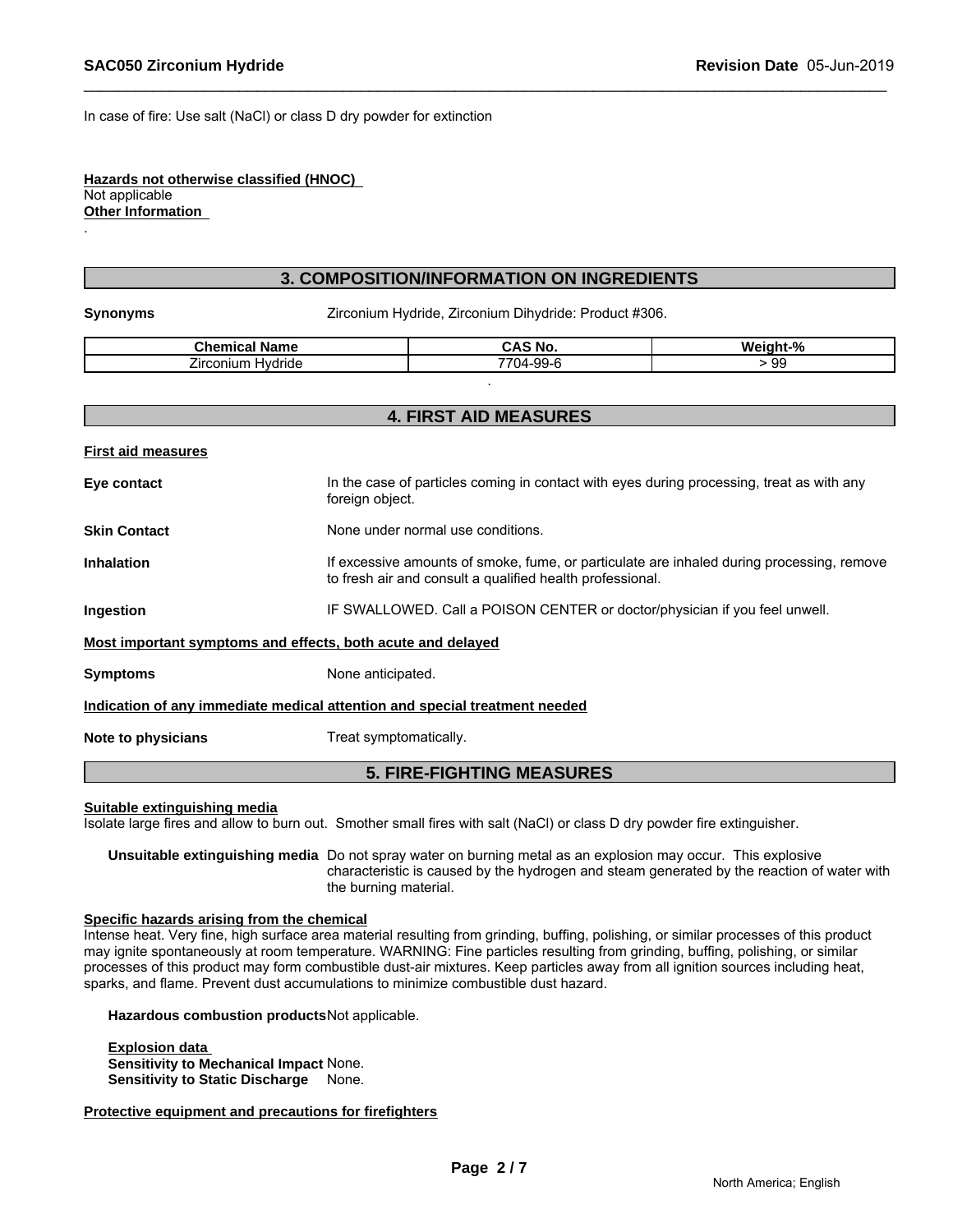In case of fire: Use salt (NaCl) or class D dry powder for extinction

**Hazards not otherwise classified (HNOC)**
Not applicable
**Other Information**
.

## 3. COMPOSITION/INFORMATION ON INGREDIENTS

**Synonyms** Zirconium Hydride, Zirconium Dihydride: Product #306.

| Chemical Name | CAS No. | Weight-% |
| --- | --- | --- |
| Zirconium Hydride | 7704-99-6 | > 99 |

.

## 4. FIRST AID MEASURES

**First aid measures**

**Eye contact** In the case of particles coming in contact with eyes during processing, treat as with any foreign object.

**Skin Contact** None under normal use conditions.

**Inhalation** If excessive amounts of smoke, fume, or particulate are inhaled during processing, remove to fresh air and consult a qualified health professional.

**Ingestion** IF SWALLOWED. Call a POISON CENTER or doctor/physician if you feel unwell.

**Most important symptoms and effects, both acute and delayed**

**Symptoms** None anticipated.

**Indication of any immediate medical attention and special treatment needed**

**Note to physicians** Treat symptomatically.

## 5. FIRE-FIGHTING MEASURES

**Suitable extinguishing media**
Isolate large fires and allow to burn out. Smother small fires with salt (NaCl) or class D dry powder fire extinguisher.

**Unsuitable extinguishing media** Do not spray water on burning metal as an explosion may occur. This explosive characteristic is caused by the hydrogen and steam generated by the reaction of water with the burning material.

**Specific hazards arising from the chemical**
Intense heat. Very fine, high surface area material resulting from grinding, buffing, polishing, or similar processes of this product may ignite spontaneously at room temperature. WARNING: Fine particles resulting from grinding, buffing, polishing, or similar processes of this product may form combustible dust-air mixtures. Keep particles away from all ignition sources including heat, sparks, and flame. Prevent dust accumulations to minimize combustible dust hazard.

**Hazardous combustion products** Not applicable.

**Explosion data**
**Sensitivity to Mechanical Impact** None.
**Sensitivity to Static Discharge** None.

**Protective equipment and precautions for firefighters**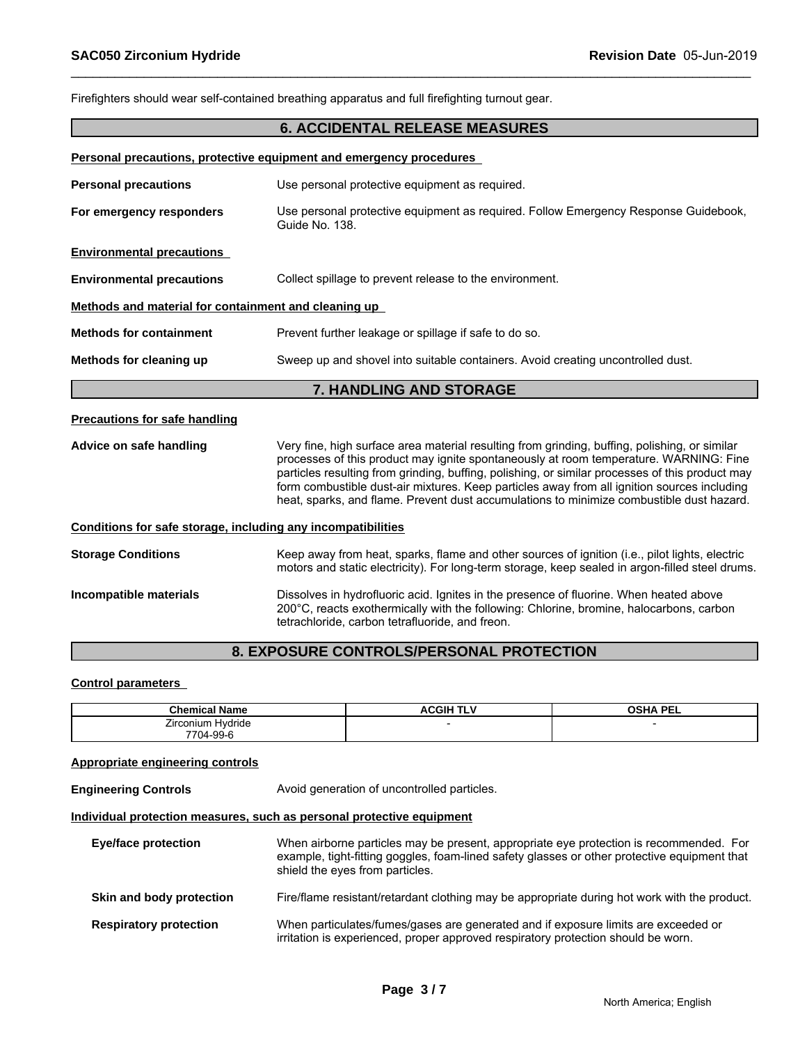Firefighters should wear self-contained breathing apparatus and full firefighting turnout gear.

## 6. ACCIDENTAL RELEASE MEASURES

**Personal precautions, protective equipment and emergency procedures**

**Personal precautions** Use personal protective equipment as required.

**For emergency responders** Use personal protective equipment as required. Follow Emergency Response Guidebook, Guide No. 138.

**Environmental precautions**

**Environmental precautions** Collect spillage to prevent release to the environment.

**Methods and material for containment and cleaning up**

**Methods for containment** Prevent further leakage or spillage if safe to do so.

**Methods for cleaning up** Sweep up and shovel into suitable containers. Avoid creating uncontrolled dust.

## 7. HANDLING AND STORAGE

**Precautions for safe handling**

**Advice on safe handling** Very fine, high surface area material resulting from grinding, buffing, polishing, or similar processes of this product may ignite spontaneously at room temperature. WARNING: Fine particles resulting from grinding, buffing, polishing, or similar processes of this product may form combustible dust-air mixtures. Keep particles away from all ignition sources including heat, sparks, and flame. Prevent dust accumulations to minimize combustible dust hazard.

**Conditions for safe storage, including any incompatibilities**

**Storage Conditions** Keep away from heat, sparks, flame and other sources of ignition (i.e., pilot lights, electric motors and static electricity). For long-term storage, keep sealed in argon-filled steel drums.

**Incompatible materials** Dissolves in hydrofluoric acid. Ignites in the presence of fluorine. When heated above 200°C, reacts exothermically with the following: Chlorine, bromine, halocarbons, carbon tetrachloride, carbon tetrafluoride, and freon.

## 8. EXPOSURE CONTROLS/PERSONAL PROTECTION

**Control parameters**

| Chemical Name | ACGIH TLV | OSHA PEL |
|---|---|---|
| Zirconium Hydride 7704-99-6 | - | - |

**Appropriate engineering controls**

**Engineering Controls** Avoid generation of uncontrolled particles.

**Individual protection measures, such as personal protective equipment**

**Eye/face protection** When airborne particles may be present, appropriate eye protection is recommended. For example, tight-fitting goggles, foam-lined safety glasses or other protective equipment that shield the eyes from particles.

**Skin and body protection** Fire/flame resistant/retardant clothing may be appropriate during hot work with the product.

**Respiratory protection** When particulates/fumes/gases are generated and if exposure limits are exceeded or irritation is experienced, proper approved respiratory protection should be worn.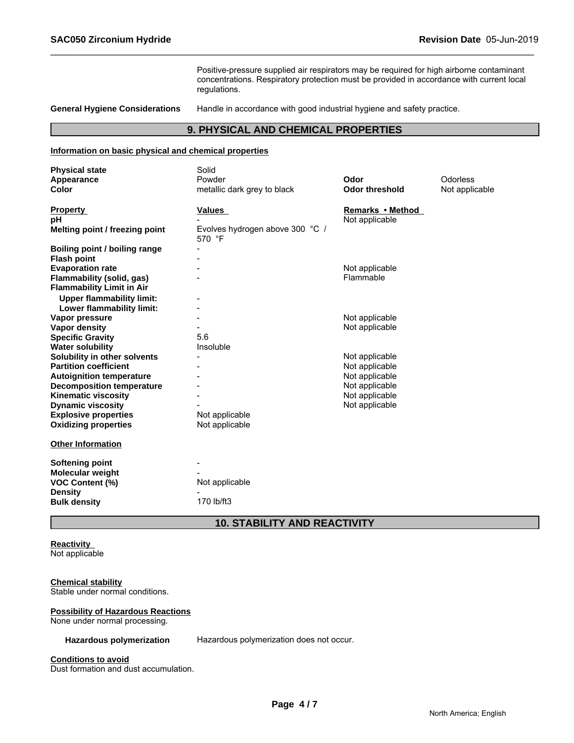Positive-pressure supplied air respirators may be required for high airborne contaminant concentrations. Respiratory protection must be provided in accordance with current local regulations.

**General Hygiene Considerations** Handle in accordance with good industrial hygiene and safety practice.

## 9. PHYSICAL AND CHEMICAL PROPERTIES

**Information on basic physical and chemical properties**

| | | | |
|---|---|---|---|
| **Physical state** | Solid | | |
| **Appearance** | Powder | **Odor** | Odorless |
| **Color** | metallic dark grey to black | **Odor threshold** | Not applicable |

| **Property** | **Values** | **Remarks • Method** |
|---|---|---|
| **pH** | - | Not applicable |
| **Melting point / freezing point** | Evolves hydrogen above 300 °C / 570 °F | |
| **Boiling point / boiling range** | - | |
| **Flash point** | - | |
| **Evaporation rate** | - | Not applicable |
| **Flammability (solid, gas)** | - | Flammable |
| **Flammability Limit in Air** | | |
| **Upper flammability limit:** | - | |
| **Lower flammability limit:** | - | |
| **Vapor pressure** | - | Not applicable |
| **Vapor density** | - | Not applicable |
| **Specific Gravity** | 5.6 | |
| **Water solubility** | Insoluble | |
| **Solubility in other solvents** | - | Not applicable |
| **Partition coefficient** | - | Not applicable |
| **Autoignition temperature** | - | Not applicable |
| **Decomposition temperature** | - | Not applicable |
| **Kinematic viscosity** | - | Not applicable |
| **Dynamic viscosity** | - | Not applicable |
| **Explosive properties** | Not applicable | |
| **Oxidizing properties** | Not applicable | |

**Other Information**

| | |
|---|---|
| **Softening point** | - |
| **Molecular weight** | - |
| **VOC Content (%)** | Not applicable |
| **Density** | - |
| **Bulk density** | 170 lb/ft3 |

## 10. STABILITY AND REACTIVITY

**Reactivity**
Not applicable

**Chemical stability**
Stable under normal conditions.

**Possibility of Hazardous Reactions**
None under normal processing.

**Hazardous polymerization** Hazardous polymerization does not occur.

**Conditions to avoid**
Dust formation and dust accumulation.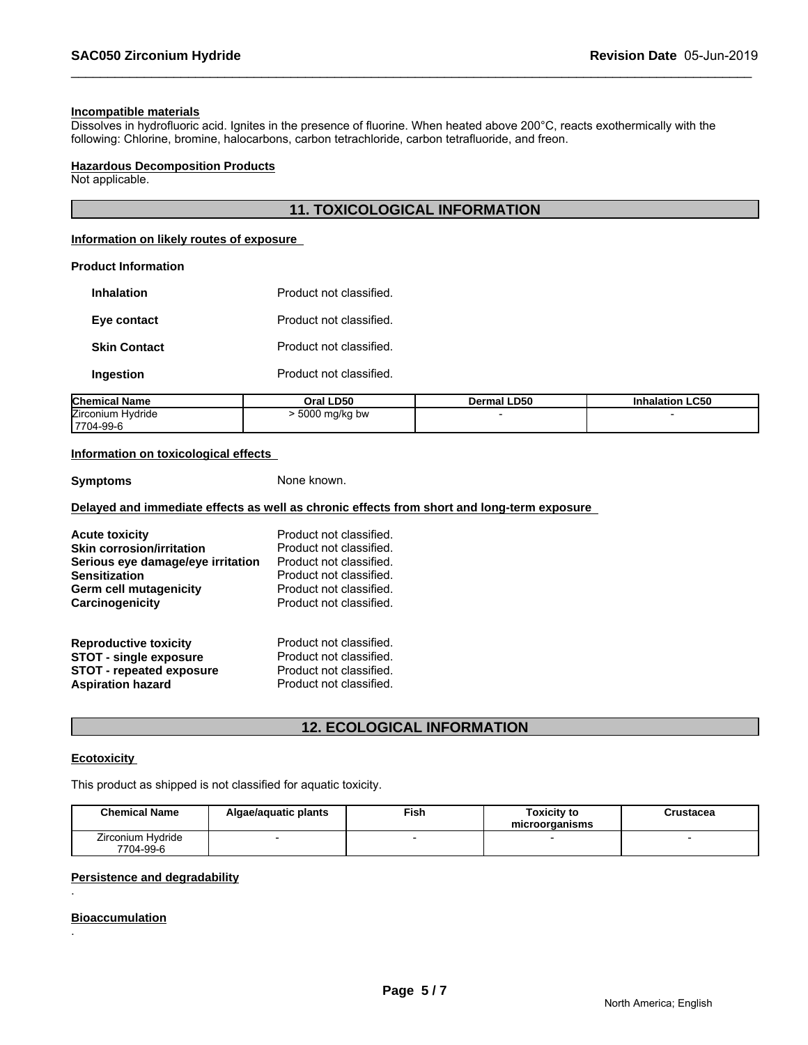**Incompatible materials**

Dissolves in hydrofluoric acid. Ignites in the presence of fluorine. When heated above 200°C, reacts exothermically with the following: Chlorine, bromine, halocarbons, carbon tetrachloride, carbon tetrafluoride, and freon.

**Hazardous Decomposition Products**

Not applicable.

## 11. TOXICOLOGICAL INFORMATION

**Information on likely routes of exposure**

**Product Information**

**Inhalation** Product not classified.

**Eye contact** Product not classified.

**Skin Contact** Product not classified.

**Ingestion** Product not classified.

| Chemical Name | Oral LD50 | Dermal LD50 | Inhalation LC50 |
|---|---|---|---|
| Zirconium Hydride 7704-99-6 | > 5000 mg/kg bw | - | - |

**Information on toxicological effects**

**Symptoms** None known.

**Delayed and immediate effects as well as chronic effects from short and long-term exposure**

**Acute toxicity** Product not classified.
**Skin corrosion/irritation** Product not classified.
**Serious eye damage/eye irritation** Product not classified.
**Sensitization** Product not classified.
**Germ cell mutagenicity** Product not classified.
**Carcinogenicity** Product not classified.

**Reproductive toxicity** Product not classified.
**STOT - single exposure** Product not classified.
**STOT - repeated exposure** Product not classified.
**Aspiration hazard** Product not classified.

## 12. ECOLOGICAL INFORMATION

**Ecotoxicity**

This product as shipped is not classified for aquatic toxicity.

| Chemical Name | Algae/aquatic plants | Fish | Toxicity to microorganisms | Crustacea |
|---|---|---|---|---|
| Zirconium Hydride 7704-99-6 | - | - | - | - |

**Persistence and degradability**

.

**Bioaccumulation**

.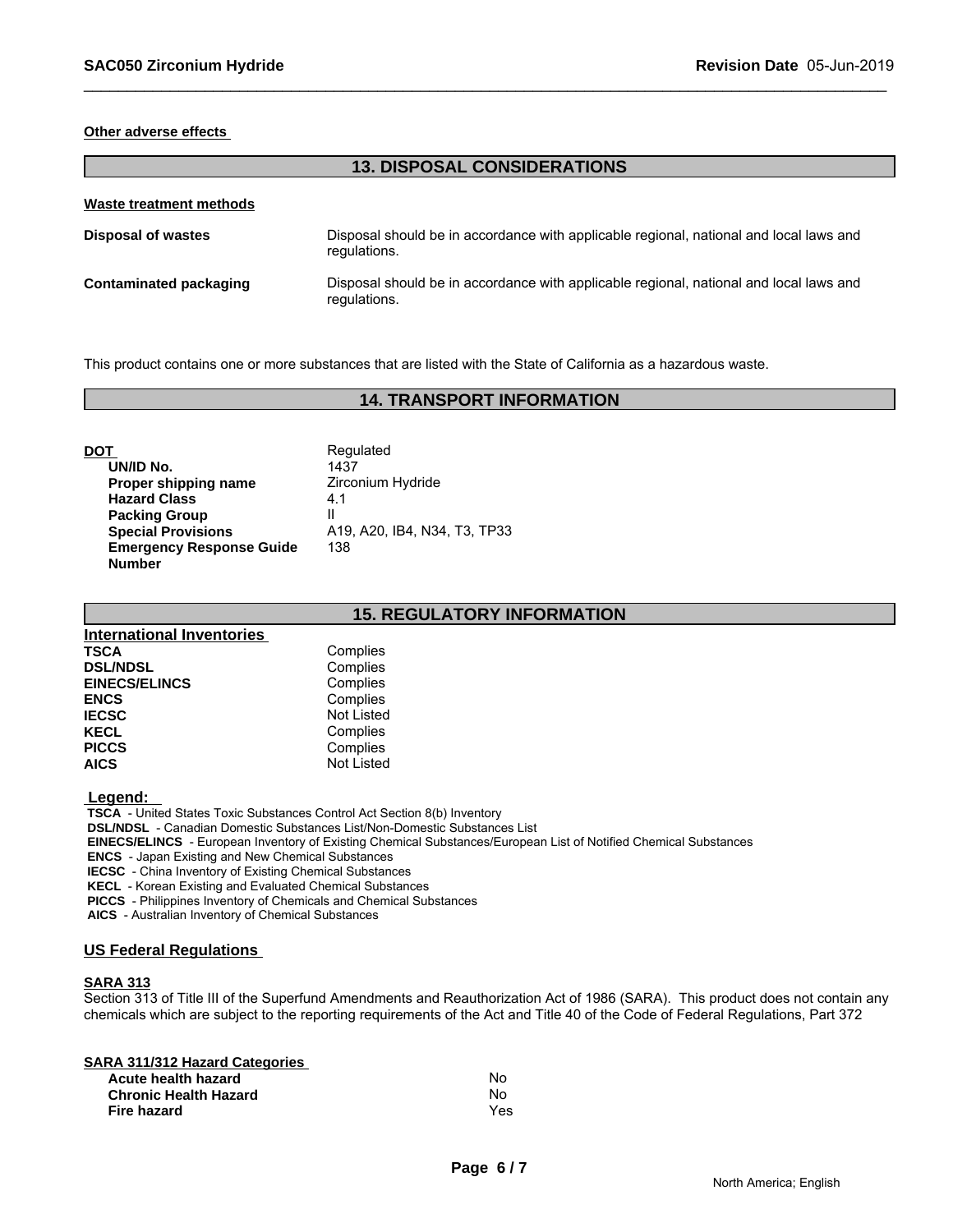**Other adverse effects**

## 13. DISPOSAL CONSIDERATIONS

**Waste treatment methods**

| | |
|---|---|
| **Disposal of wastes** | Disposal should be in accordance with applicable regional, national and local laws and regulations. |
| **Contaminated packaging** | Disposal should be in accordance with applicable regional, national and local laws and regulations. |

This product contains one or more substances that are listed with the State of California as a hazardous waste.

## 14. TRANSPORT INFORMATION

| | |
|---|---|
| **DOT** | Regulated |
| **UN/ID No.** | 1437 |
| **Proper shipping name** | Zirconium Hydride |
| **Hazard Class** | 4.1 |
| **Packing Group** | II |
| **Special Provisions** | A19, A20, IB4, N34, T3, TP33 |
| **Emergency Response Guide Number** | 138 |

## 15. REGULATORY INFORMATION

**International Inventories**

| | |
|---|---|
| **TSCA** | Complies |
| **DSL/NDSL** | Complies |
| **EINECS/ELINCS** | Complies |
| **ENCS** | Complies |
| **IECSC** | Not Listed |
| **KECL** | Complies |
| **PICCS** | Complies |
| **AICS** | Not Listed |

**Legend:**

**TSCA** - United States Toxic Substances Control Act Section 8(b) Inventory
**DSL/NDSL** - Canadian Domestic Substances List/Non-Domestic Substances List
**EINECS/ELINCS** - European Inventory of Existing Chemical Substances/European List of Notified Chemical Substances
**ENCS** - Japan Existing and New Chemical Substances
**IECSC** - China Inventory of Existing Chemical Substances
**KECL** - Korean Existing and Evaluated Chemical Substances
**PICCS** - Philippines Inventory of Chemicals and Chemical Substances
**AICS** - Australian Inventory of Chemical Substances

**US Federal Regulations**

**SARA 313**

Section 313 of Title III of the Superfund Amendments and Reauthorization Act of 1986 (SARA). This product does not contain any chemicals which are subject to the reporting requirements of the Act and Title 40 of the Code of Federal Regulations, Part 372

**SARA 311/312 Hazard Categories**

| | |
|---|---|
| **Acute health hazard** | No |
| **Chronic Health Hazard** | No |
| **Fire hazard** | Yes |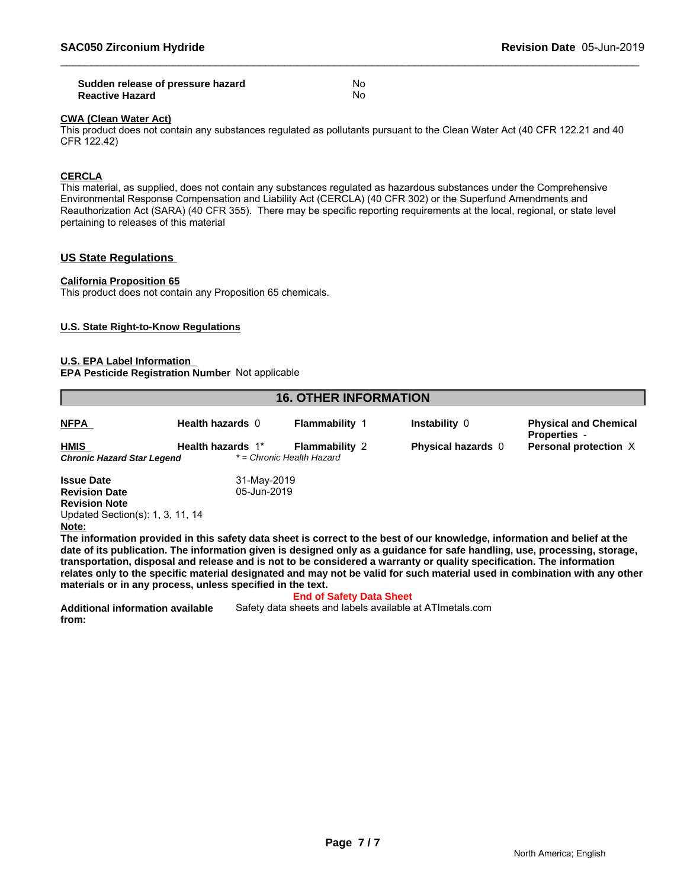| | |
|---|---|
| **Sudden release of pressure hazard** | No |
| **Reactive Hazard** | No |

**CWA (Clean Water Act)**
This product does not contain any substances regulated as pollutants pursuant to the Clean Water Act (40 CFR 122.21 and 40 CFR 122.42)

**CERCLA**
This material, as supplied, does not contain any substances regulated as hazardous substances under the Comprehensive Environmental Response Compensation and Liability Act (CERCLA) (40 CFR 302) or the Superfund Amendments and Reauthorization Act (SARA) (40 CFR 355). There may be specific reporting requirements at the local, regional, or state level pertaining to releases of this material

## US State Regulations

**California Proposition 65**
This product does not contain any Proposition 65 chemicals.

**U.S. State Right-to-Know Regulations**

**U.S. EPA Label Information**
**EPA Pesticide Registration Number** Not applicable

## 16. OTHER INFORMATION

| | | | | |
|---|---|---|---|---|
| **NFPA** | **Health hazards** 0 | **Flammability** 1 | **Instability** 0 | **Physical and Chemical Properties** - |
| **HMIS** | **Health hazards** 1* | **Flammability** 2 | **Physical hazards** 0 | **Personal protection** X |
| ***Chronic Hazard Star Legend*** | *\* = Chronic Health Hazard* | | | |

| | |
|---|---|
| **Issue Date** | 31-May-2019 |
| **Revision Date** | 05-Jun-2019 |

**Revision Note**
Updated Section(s): 1, 3, 11, 14

**Note:**
**The information provided in this safety data sheet is correct to the best of our knowledge, information and belief at the date of its publication. The information given is designed only as a guidance for safe handling, use, processing, storage, transportation, disposal and release and is not to be considered a warranty or quality specification. The information relates only to the specific material designated and may not be valid for such material used in combination with any other materials or in any process, unless specified in the text.**

**End of Safety Data Sheet**

**Additional information available from:** Safety data sheets and labels available at ATImetals.com